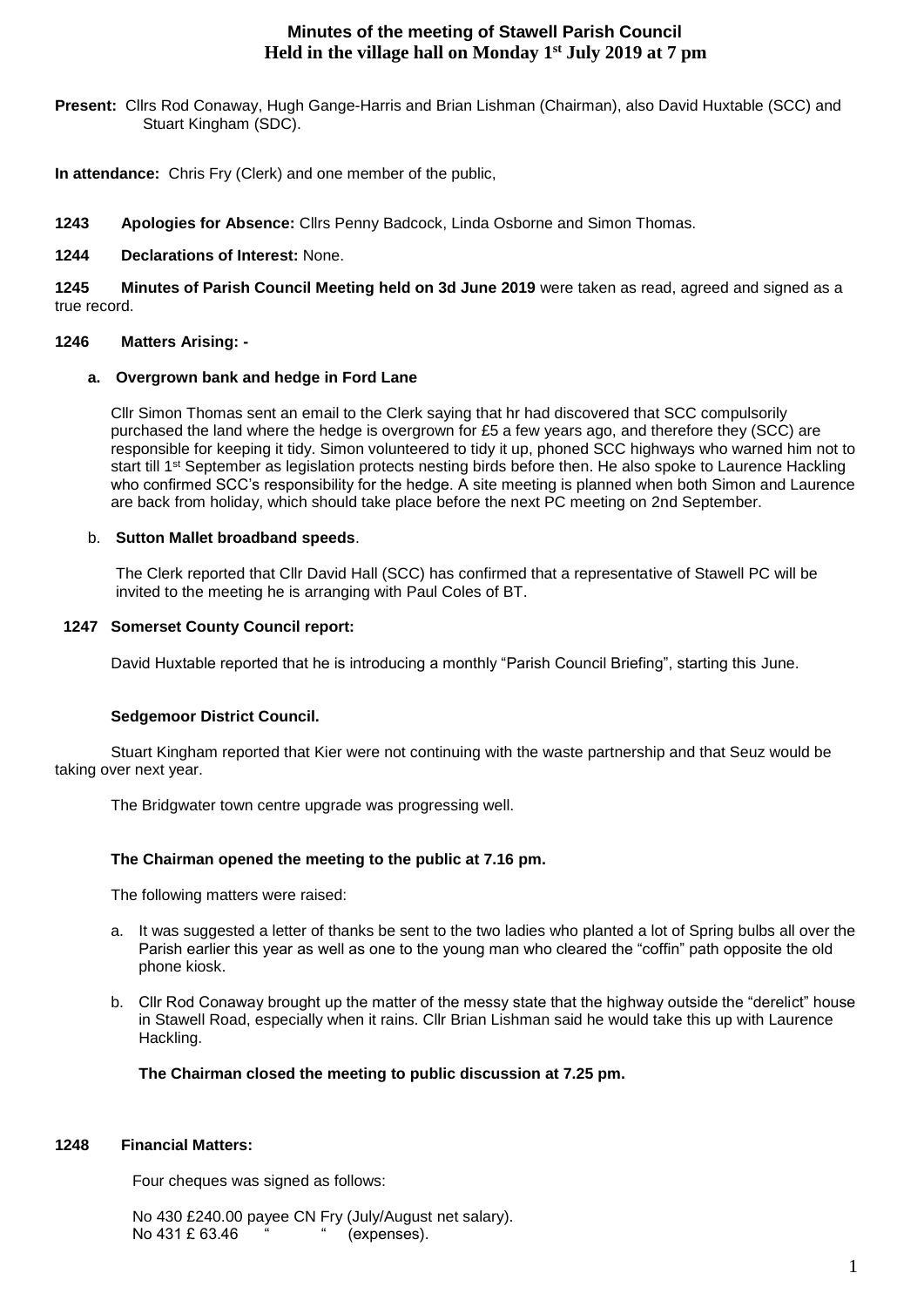# Minutes of the meeting of Stawell Parish Council
## Held in the village hall on Monday 1st July 2019 at 7 pm

**Present:** Cllrs Rod Conaway, Hugh Gange-Harris and Brian Lishman (Chairman), also David Huxtable (SCC) and Stuart Kingham (SDC).

**In attendance:** Chris Fry (Clerk) and one member of the public,

**1243 Apologies for Absence:** Cllrs Penny Badcock, Linda Osborne and Simon Thomas.

**1244 Declarations of Interest:** None.

**1245 Minutes of Parish Council Meeting held on 3d June 2019** were taken as read, agreed and signed as a true record.

**1246 Matters Arising: -**

**a. Overgrown bank and hedge in Ford Lane**

Cllr Simon Thomas sent an email to the Clerk saying that hr had discovered that SCC compulsorily purchased the land where the hedge is overgrown for £5 a few years ago, and therefore they (SCC) are responsible for keeping it tidy. Simon volunteered to tidy it up, phoned SCC highways who warned him not to start till 1st September as legislation protects nesting birds before then. He also spoke to Laurence Hackling who confirmed SCC's responsibility for the hedge. A site meeting is planned when both Simon and Laurence are back from holiday, which should take place before the next PC meeting on 2nd September.

b. **Sutton Mallet broadband speeds**.

The Clerk reported that Cllr David Hall (SCC) has confirmed that a representative of Stawell PC will be invited to the meeting he is arranging with Paul Coles of BT.

**1247 Somerset County Council report:**

David Huxtable reported that he is introducing a monthly "Parish Council Briefing", starting this June.

**Sedgemoor District Council.**

Stuart Kingham reported that Kier were not continuing with the waste partnership and that Seuz would be taking over next year.

The Bridgwater town centre upgrade was progressing well.

**The Chairman opened the meeting to the public at 7.16 pm.**

The following matters were raised:

a. It was suggested a letter of thanks be sent to the two ladies who planted a lot of Spring bulbs all over the Parish earlier this year as well as one to the young man who cleared the "coffin" path opposite the old phone kiosk.

b. Cllr Rod Conaway brought up the matter of the messy state that the highway outside the "derelict" house in Stawell Road, especially when it rains. Cllr Brian Lishman said he would take this up with Laurence Hackling.

**The Chairman closed the meeting to public discussion at 7.25 pm.**

**1248 Financial Matters:**

Four cheques was signed as follows:

No 430 £240.00 payee CN Fry (July/August net salary).
No 431 £ 63.46 " " (expenses).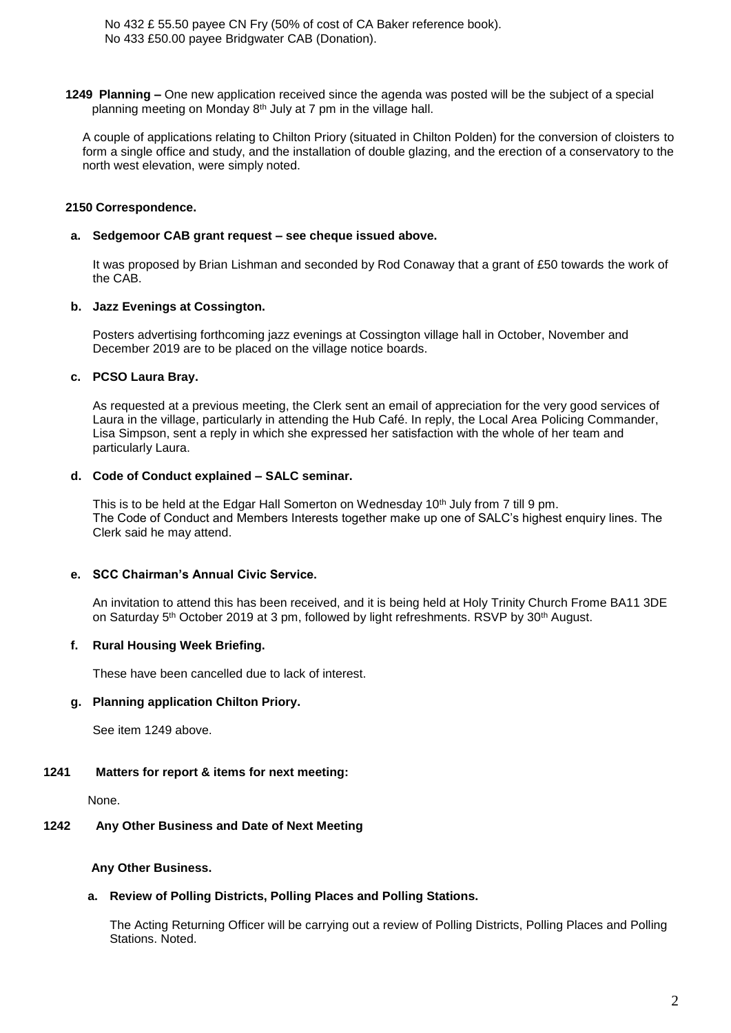No 432 £ 55.50 payee CN Fry (50% of cost of CA Baker reference book).
No 433 £50.00 payee Bridgwater CAB (Donation).

**1249 Planning –** One new application received since the agenda was posted will be the subject of a special planning meeting on Monday 8th July at 7 pm in the village hall.

A couple of applications relating to Chilton Priory (situated in Chilton Polden) for the conversion of cloisters to form a single office and study, and the installation of double glazing, and the erection of a conservatory to the north west elevation, were simply noted.

**2150 Correspondence.**

**a. Sedgemoor CAB grant request – see cheque issued above.**

It was proposed by Brian Lishman and seconded by Rod Conaway that a grant of £50 towards the work of the CAB.

**b. Jazz Evenings at Cossington.**

Posters advertising forthcoming jazz evenings at Cossington village hall in October, November and December 2019 are to be placed on the village notice boards.

**c. PCSO Laura Bray.**

As requested at a previous meeting, the Clerk sent an email of appreciation for the very good services of Laura in the village, particularly in attending the Hub Café. In reply, the Local Area Policing Commander, Lisa Simpson, sent a reply in which she expressed her satisfaction with the whole of her team and particularly Laura.

**d. Code of Conduct explained – SALC seminar.**

This is to be held at the Edgar Hall Somerton on Wednesday 10th July from 7 till 9 pm.
The Code of Conduct and Members Interests together make up one of SALC's highest enquiry lines. The Clerk said he may attend.

**e. SCC Chairman's Annual Civic Service.**

An invitation to attend this has been received, and it is being held at Holy Trinity Church Frome BA11 3DE on Saturday 5th October 2019 at 3 pm, followed by light refreshments. RSVP by 30th August.

**f. Rural Housing Week Briefing.**

These have been cancelled due to lack of interest.

**g. Planning application Chilton Priory.**

See item 1249 above.

**1241 Matters for report & items for next meeting:**

None.

**1242 Any Other Business and Date of Next Meeting**

**Any Other Business.**

**a. Review of Polling Districts, Polling Places and Polling Stations.**

The Acting Returning Officer will be carrying out a review of Polling Districts, Polling Places and Polling Stations. Noted.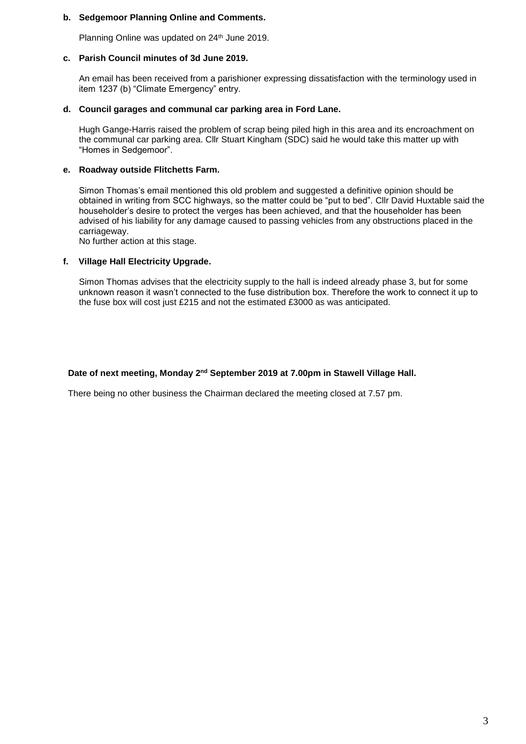**b. Sedgemoor Planning Online and Comments.**

Planning Online was updated on 24th June 2019.

**c. Parish Council minutes of 3d June 2019.**

An email has been received from a parishioner expressing dissatisfaction with the terminology used in item 1237 (b) "Climate Emergency" entry.

**d. Council garages and communal car parking area in Ford Lane.**

Hugh Gange-Harris raised the problem of scrap being piled high in this area and its encroachment on the communal car parking area. Cllr Stuart Kingham (SDC) said he would take this matter up with "Homes in Sedgemoor".

**e. Roadway outside Flitchetts Farm.**

Simon Thomas's email mentioned this old problem and suggested a definitive opinion should be obtained in writing from SCC highways, so the matter could be "put to bed". Cllr David Huxtable said the householder's desire to protect the verges has been achieved, and that the householder has been advised of his liability for any damage caused to passing vehicles from any obstructions placed in the carriageway.
No further action at this stage.

**f. Village Hall Electricity Upgrade.**

Simon Thomas advises that the electricity supply to the hall is indeed already phase 3, but for some unknown reason it wasn't connected to the fuse distribution box. Therefore the work to connect it up to the fuse box will cost just £215 and not the estimated £3000 as was anticipated.

**Date of next meeting, Monday 2nd September 2019 at 7.00pm in Stawell Village Hall.**

There being no other business the Chairman declared the meeting closed at 7.57 pm.